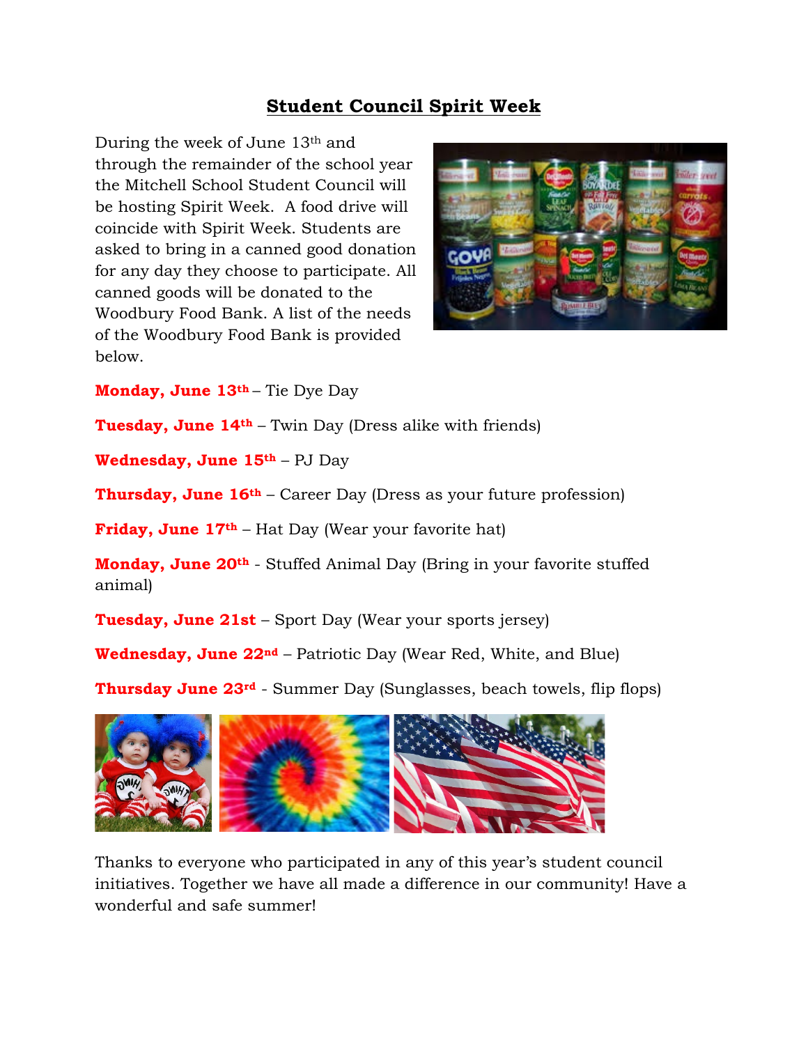# Student Council Spirit Week

During the week of June 13th and through the remainder of the school year the Mitchell School Student Council will be hosting Spirit Week. A food drive will coincide with Spirit Week. Students are asked to bring in a canned good donation for any day they choose to participate. All canned goods will be donated to the Woodbury Food Bank. A list of the needs of the Woodbury Food Bank is provided below.

**Monday, June 13th** – Tie Dye Day

**Tuesday, June 14th** – Twin Day (Dress alike with friends)

**Wednesday, June 15th** – PJ Day

**Thursday, June 16th** – Career Day (Dress as your future profession)

**Friday, June 17th** – Hat Day (Wear your favorite hat)

**Monday, June 20th** - Stuffed Animal Day (Bring in your favorite stuffed animal)

**Tuesday, June 21st** – Sport Day (Wear your sports jersey)

**Wednesday, June 22nd** – Patriotic Day (Wear Red, White, and Blue)

**Thursday June 23rd** - Summer Day (Sunglasses, beach towels, flip flops)

Thanks to everyone who participated in any of this year's student council initiatives. Together we have all made a difference in our community! Have a wonderful and safe summer!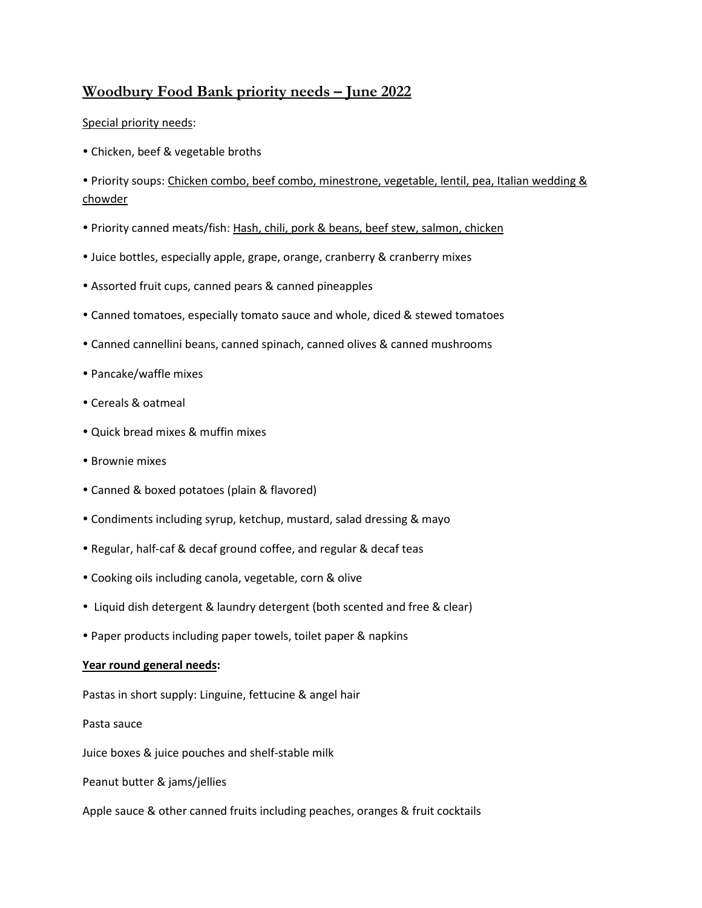## Woodbury Food Bank priority needs – June 2022

Special priority needs:

- Chicken, beef & vegetable broths
- Priority soups: Chicken combo, beef combo, minestrone, vegetable, lentil, pea, Italian wedding & chowder
- Priority canned meats/fish: Hash, chili, pork & beans, beef stew, salmon, chicken
- Juice bottles, especially apple, grape, orange, cranberry & cranberry mixes
- Assorted fruit cups, canned pears & canned pineapples
- Canned tomatoes, especially tomato sauce and whole, diced & stewed tomatoes
- Canned cannellini beans, canned spinach, canned olives & canned mushrooms
- Pancake/waffle mixes
- Cereals & oatmeal
- Quick bread mixes & muffin mixes
- Brownie mixes
- Canned & boxed potatoes (plain & flavored)
- Condiments including syrup, ketchup, mustard, salad dressing & mayo
- Regular, half-caf & decaf ground coffee, and regular & decaf teas
- Cooking oils including canola, vegetable, corn & olive
- Liquid dish detergent & laundry detergent (both scented and free & clear)
- Paper products including paper towels, toilet paper & napkins

**Year round general needs:**

Pastas in short supply: Linguine, fettucine & angel hair

Pasta sauce

Juice boxes & juice pouches and shelf-stable milk

Peanut butter & jams/jellies

Apple sauce & other canned fruits including peaches, oranges & fruit cocktails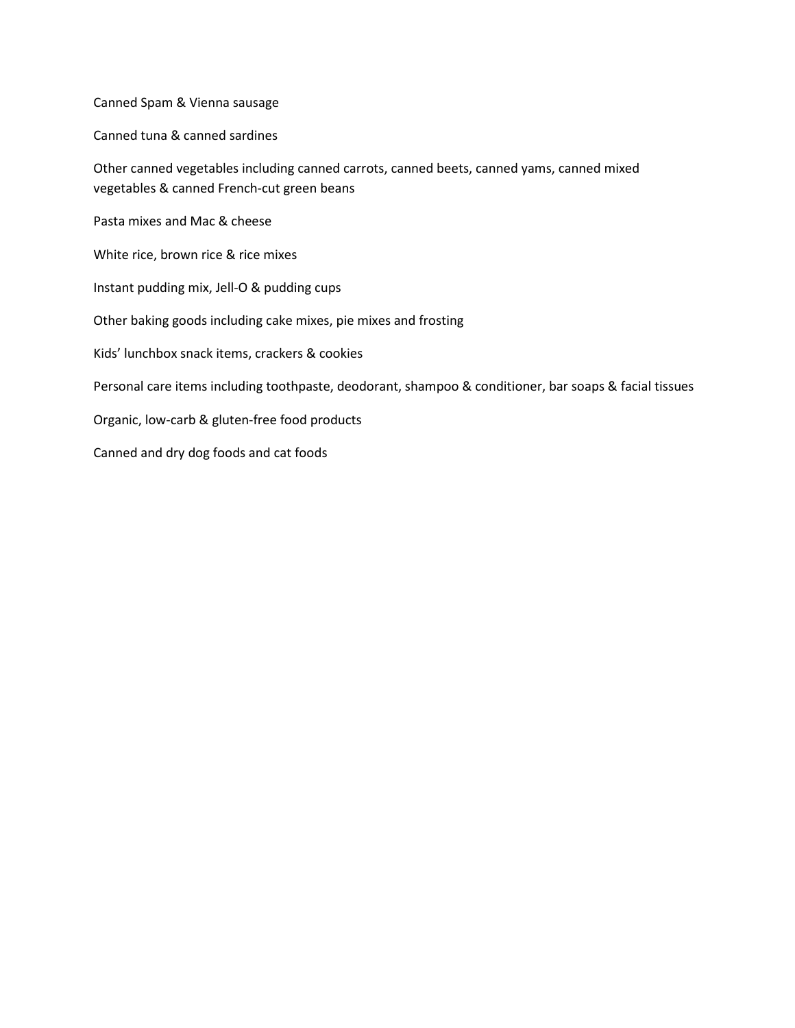Canned Spam & Vienna sausage

Canned tuna & canned sardines

Other canned vegetables including canned carrots, canned beets, canned yams, canned mixed vegetables & canned French-cut green beans

Pasta mixes and Mac & cheese

White rice, brown rice & rice mixes

Instant pudding mix, Jell-O & pudding cups

Other baking goods including cake mixes, pie mixes and frosting

Kids' lunchbox snack items, crackers & cookies

Personal care items including toothpaste, deodorant, shampoo & conditioner, bar soaps & facial tissues

Organic, low-carb & gluten-free food products

Canned and dry dog foods and cat foods